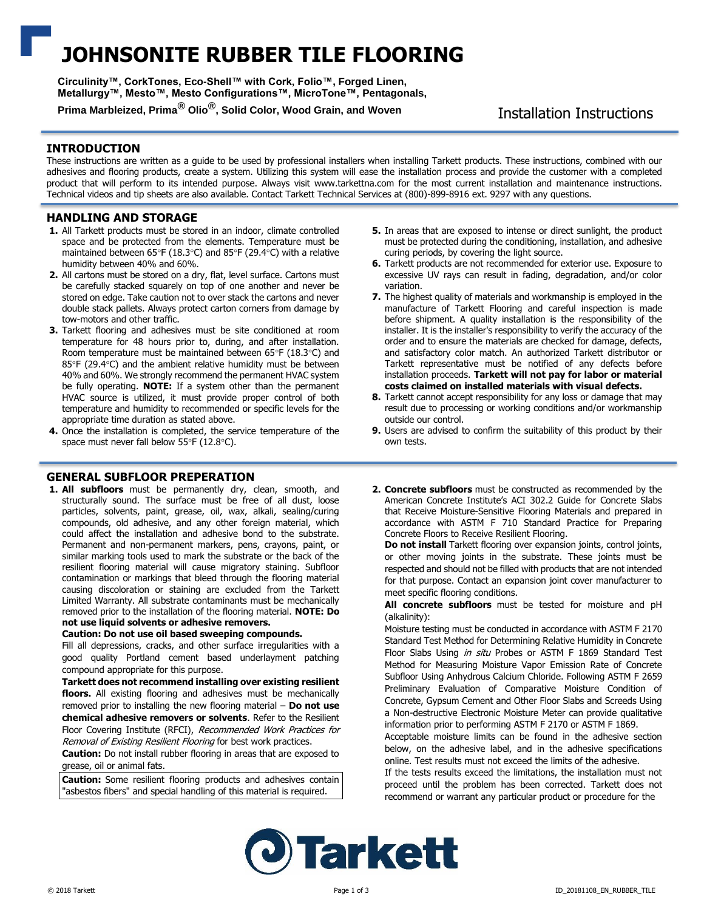# JOHNSONITE RUBBER TILE FLOORING

**Circulinity™, CorkTones, Eco-Shell™ with Cork, Folio™, Forged Linen, Metallurgy™, Mesto™, Mesto Configurations™, MicroTone™, Pentagonals, Prima Marbleized, Prima® Olio®, Solid Color, Wood Grain, and Woven**

Installation Instructions

## INTRODUCTION

These instructions are written as a guide to be used by professional installers when installing Tarkett products. These instructions, combined with our adhesives and flooring products, create a system. Utilizing this system will ease the installation process and provide the customer with a completed product that will perform to its intended purpose. Always visit www.tarkettna.com for the most current installation and maintenance instructions. Technical videos and tip sheets are also available. Contact Tarkett Technical Services at (800)-899-8916 ext. 9297 with any questions.

## HANDLING AND STORAGE

1. All Tarkett products must be stored in an indoor, climate controlled space and be protected from the elements. Temperature must be maintained between 65°F (18.3°C) and 85°F (29.4°C) with a relative humidity between 40% and 60%.
2. All cartons must be stored on a dry, flat, level surface. Cartons must be carefully stacked squarely on top of one another and never be stored on edge. Take caution not to over stack the cartons and never double stack pallets. Always protect carton corners from damage by tow-motors and other traffic.
3. Tarkett flooring and adhesives must be site conditioned at room temperature for 48 hours prior to, during, and after installation. Room temperature must be maintained between 65°F (18.3°C) and 85°F (29.4°C) and the ambient relative humidity must be between 40% and 60%. We strongly recommend the permanent HVAC system be fully operating. **NOTE:** If a system other than the permanent HVAC source is utilized, it must provide proper control of both temperature and humidity to recommended or specific levels for the appropriate time duration as stated above.
4. Once the installation is completed, the service temperature of the space must never fall below 55°F (12.8°C).
5. In areas that are exposed to intense or direct sunlight, the product must be protected during the conditioning, installation, and adhesive curing periods, by covering the light source.
6. Tarkett products are not recommended for exterior use. Exposure to excessive UV rays can result in fading, degradation, and/or color variation.
7. The highest quality of materials and workmanship is employed in the manufacture of Tarkett Flooring and careful inspection is made before shipment. A quality installation is the responsibility of the installer. It is the installer's responsibility to verify the accuracy of the order and to ensure the materials are checked for damage, defects, and satisfactory color match. An authorized Tarkett distributor or Tarkett representative must be notified of any defects before installation proceeds. **Tarkett will not pay for labor or material costs claimed on installed materials with visual defects.**
8. Tarkett cannot accept responsibility for any loss or damage that may result due to processing or working conditions and/or workmanship outside our control.
9. Users are advised to confirm the suitability of this product by their own tests.

## GENERAL SUBFLOOR PREPERATION

1. **All subfloors** must be permanently dry, clean, smooth, and structurally sound. The surface must be free of all dust, loose particles, solvents, paint, grease, oil, wax, alkali, sealing/curing compounds, old adhesive, and any other foreign material, which could affect the installation and adhesive bond to the substrate. Permanent and non-permanent markers, pens, crayons, paint, or similar marking tools used to mark the substrate or the back of the resilient flooring material will cause migratory staining. Subfloor contamination or markings that bleed through the flooring material causing discoloration or staining are excluded from the Tarkett Limited Warranty. All substrate contaminants must be mechanically removed prior to the installation of the flooring material. **NOTE: Do not use liquid solvents or adhesive removers.**

   **Caution: Do not use oil based sweeping compounds.**

   Fill all depressions, cracks, and other surface irregularities with a good quality Portland cement based underlayment patching compound appropriate for this purpose.

   **Tarkett does not recommend installing over existing resilient floors.** All existing flooring and adhesives must be mechanically removed prior to installing the new flooring material – **Do not use chemical adhesive removers or solvents**. Refer to the Resilient Floor Covering Institute (RFCI), *Recommended Work Practices for Removal of Existing Resilient Flooring* for best work practices.

   **Caution:** Do not install rubber flooring in areas that are exposed to grease, oil or animal fats.

   **Caution:** Some resilient flooring products and adhesives contain "asbestos fibers" and special handling of this material is required.

2. **Concrete subfloors** must be constructed as recommended by the American Concrete Institute's ACI 302.2 Guide for Concrete Slabs that Receive Moisture-Sensitive Flooring Materials and prepared in accordance with ASTM F 710 Standard Practice for Preparing Concrete Floors to Receive Resilient Flooring.

   **Do not install** Tarkett flooring over expansion joints, control joints, or other moving joints in the substrate. These joints must be respected and should not be filled with products that are not intended for that purpose. Contact an expansion joint cover manufacturer to meet specific flooring conditions.

   **All concrete subfloors** must be tested for moisture and pH (alkalinity):

   Moisture testing must be conducted in accordance with ASTM F 2170 Standard Test Method for Determining Relative Humidity in Concrete Floor Slabs Using *in situ* Probes or ASTM F 1869 Standard Test Method for Measuring Moisture Vapor Emission Rate of Concrete Subfloor Using Anhydrous Calcium Chloride. Following ASTM F 2659 Preliminary Evaluation of Comparative Moisture Condition of Concrete, Gypsum Cement and Other Floor Slabs and Screeds Using a Non-destructive Electronic Moisture Meter can provide qualitative information prior to performing ASTM F 2170 or ASTM F 1869.

   Acceptable moisture limits can be found in the adhesive section below, on the adhesive label, and in the adhesive specifications online. Test results must not exceed the limits of the adhesive.

   If the tests results exceed the limitations, the installation must not proceed until the problem has been corrected. Tarkett does not recommend or warrant any particular product or procedure for the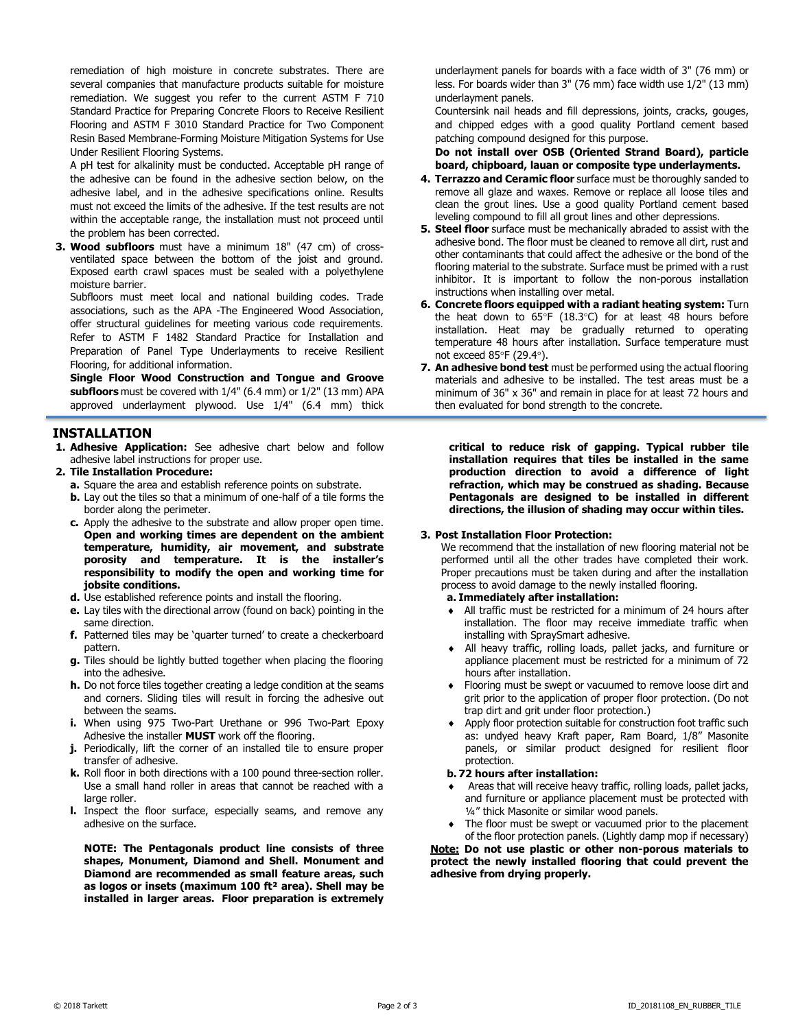remediation of high moisture in concrete substrates. There are several companies that manufacture products suitable for moisture remediation. We suggest you refer to the current ASTM F 710 Standard Practice for Preparing Concrete Floors to Receive Resilient Flooring and ASTM F 3010 Standard Practice for Two Component Resin Based Membrane-Forming Moisture Mitigation Systems for Use Under Resilient Flooring Systems.

A pH test for alkalinity must be conducted. Acceptable pH range of the adhesive can be found in the adhesive section below, on the adhesive label, and in the adhesive specifications online. Results must not exceed the limits of the adhesive. If the test results are not within the acceptable range, the installation must not proceed until the problem has been corrected.

3. **Wood subfloors** must have a minimum 18" (47 cm) of cross-ventilated space between the bottom of the joist and ground. Exposed earth crawl spaces must be sealed with a polyethylene moisture barrier.

   Subfloors must meet local and national building codes. Trade associations, such as the APA -The Engineered Wood Association, offer structural guidelines for meeting various code requirements. Refer to ASTM F 1482 Standard Practice for Installation and Preparation of Panel Type Underlayments to receive Resilient Flooring, for additional information.

   **Single Floor Wood Construction and Tongue and Groove subfloors** must be covered with 1/4" (6.4 mm) or 1/2" (13 mm) APA approved underlayment plywood. Use 1/4" (6.4 mm) thick underlayment panels for boards with a face width of 3" (76 mm) or less. For boards wider than 3" (76 mm) face width use 1/2" (13 mm) underlayment panels.

   Countersink nail heads and fill depressions, joints, cracks, gouges, and chipped edges with a good quality Portland cement based patching compound designed for this purpose.

   **Do not install over OSB (Oriented Strand Board), particle board, chipboard, lauan or composite type underlayments.**

4. **Terrazzo and Ceramic floor** surface must be thoroughly sanded to remove all glaze and waxes. Remove or replace all loose tiles and clean the grout lines. Use a good quality Portland cement based leveling compound to fill all grout lines and other depressions.
5. **Steel floor** surface must be mechanically abraded to assist with the adhesive bond. The floor must be cleaned to remove all dirt, rust and other contaminants that could affect the adhesive or the bond of the flooring material to the substrate. Surface must be primed with a rust inhibitor. It is important to follow the non-porous installation instructions when installing over metal.
6. **Concrete floors equipped with a radiant heating system:** Turn the heat down to 65°F (18.3°C) for at least 48 hours before installation. Heat may be gradually returned to operating temperature 48 hours after installation. Surface temperature must not exceed 85°F (29.4°).
7. **An adhesive bond test** must be performed using the actual flooring materials and adhesive to be installed. The test areas must be a minimum of 36" x 36" and remain in place for at least 72 hours and then evaluated for bond strength to the concrete.

## INSTALLATION

1. **Adhesive Application:** See adhesive chart below and follow adhesive label instructions for proper use.
2. **Tile Installation Procedure:**
   - **a.** Square the area and establish reference points on substrate.
   - **b.** Lay out the tiles so that a minimum of one-half of a tile forms the border along the perimeter.
   - **c.** Apply the adhesive to the substrate and allow proper open time. **Open and working times are dependent on the ambient temperature, humidity, air movement, and substrate porosity and temperature. It is the installer's responsibility to modify the open and working time for jobsite conditions.**
   - **d.** Use established reference points and install the flooring.
   - **e.** Lay tiles with the directional arrow (found on back) pointing in the same direction.
   - **f.** Patterned tiles may be 'quarter turned' to create a checkerboard pattern.
   - **g.** Tiles should be lightly butted together when placing the flooring into the adhesive.
   - **h.** Do not force tiles together creating a ledge condition at the seams and corners. Sliding tiles will result in forcing the adhesive out between the seams.
   - **i.** When using 975 Two-Part Urethane or 996 Two-Part Epoxy Adhesive the installer **MUST** work off the flooring.
   - **j.** Periodically, lift the corner of an installed tile to ensure proper transfer of adhesive.
   - **k.** Roll floor in both directions with a 100 pound three-section roller. Use a small hand roller in areas that cannot be reached with a large roller.
   - **l.** Inspect the floor surface, especially seams, and remove any adhesive on the surface.

   **NOTE: The Pentagonals product line consists of three shapes, Monument, Diamond and Shell. Monument and Diamond are recommended as small feature areas, such as logos or insets (maximum 100 ft² area). Shell may be installed in larger areas. Floor preparation is extremely critical to reduce risk of gapping. Typical rubber tile installation requires that tiles be installed in the same production direction to avoid a difference of light refraction, which may be construed as shading. Because Pentagonals are designed to be installed in different directions, the illusion of shading may occur within tiles.**

3. **Post Installation Floor Protection:**

   We recommend that the installation of new flooring material not be performed until all the other trades have completed their work. Proper precautions must be taken during and after the installation process to avoid damage to the newly installed flooring.

   **a. Immediately after installation:**
   - All traffic must be restricted for a minimum of 24 hours after installation. The floor may receive immediate traffic when installing with SpraySmart adhesive.
   - All heavy traffic, rolling loads, pallet jacks, and furniture or appliance placement must be restricted for a minimum of 72 hours after installation.
   - Flooring must be swept or vacuumed to remove loose dirt and grit prior to the application of proper floor protection. (Do not trap dirt and grit under floor protection.)
   - Apply floor protection suitable for construction foot traffic such as: undyed heavy Kraft paper, Ram Board, 1/8" Masonite panels, or similar product designed for resilient floor protection.

   **b. 72 hours after installation:**
   - Areas that will receive heavy traffic, rolling loads, pallet jacks, and furniture or appliance placement must be protected with ¼" thick Masonite or similar wood panels.
   - The floor must be swept or vacuumed prior to the placement of the floor protection panels. (Lightly damp mop if necessary)

   **<u>Note:</u> Do not use plastic or other non-porous materials to protect the newly installed flooring that could prevent the adhesive from drying properly.**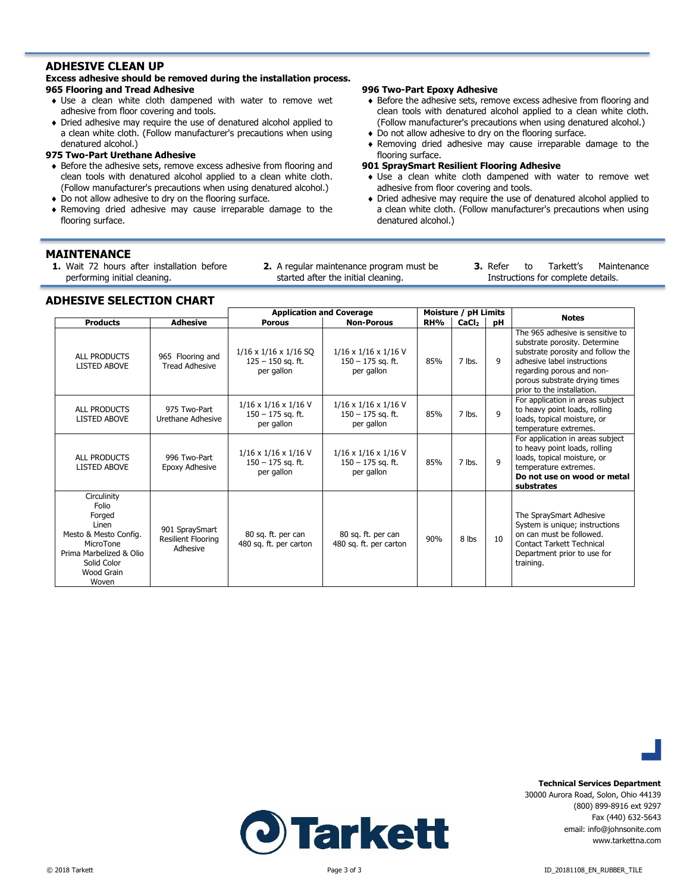## ADHESIVE CLEAN UP

**Excess adhesive should be removed during the installation process.**

### 965 Flooring and Tread Adhesive

- Use a clean white cloth dampened with water to remove wet adhesive from floor covering and tools.
- Dried adhesive may require the use of denatured alcohol applied to a clean white cloth. (Follow manufacturer's precautions when using denatured alcohol.)

### 975 Two-Part Urethane Adhesive

- Before the adhesive sets, remove excess adhesive from flooring and clean tools with denatured alcohol applied to a clean white cloth. (Follow manufacturer's precautions when using denatured alcohol.)
- Do not allow adhesive to dry on the flooring surface.
- Removing dried adhesive may cause irreparable damage to the flooring surface.

### 996 Two-Part Epoxy Adhesive

- Before the adhesive sets, remove excess adhesive from flooring and clean tools with denatured alcohol applied to a clean white cloth. (Follow manufacturer's precautions when using denatured alcohol.)
- Do not allow adhesive to dry on the flooring surface.
- Removing dried adhesive may cause irreparable damage to the flooring surface.

### 901 SpraySmart Resilient Flooring Adhesive

- Use a clean white cloth dampened with water to remove wet adhesive from floor covering and tools.
- Dried adhesive may require the use of denatured alcohol applied to a clean white cloth. (Follow manufacturer's precautions when using denatured alcohol.)

## MAINTENANCE

1. Wait 72 hours after installation before performing initial cleaning.
2. A regular maintenance program must be started after the initial cleaning.
3. Refer to Tarkett's Maintenance Instructions for complete details.

## ADHESIVE SELECTION CHART

| | | Application and Coverage | | Moisture / pH Limits | | | Notes |
|---|---|---|---|---|---|---|---|
| **Products** | **Adhesive** | **Porous** | **Non-Porous** | **RH%** | **$CaCl_2$** | **pH** | |
| ALL PRODUCTS LISTED ABOVE | 965 Flooring and Tread Adhesive | 1/16 x 1/16 x 1/16 SQ 125 – 150 sq. ft. per gallon | 1/16 x 1/16 x 1/16 V 150 – 175 sq. ft. per gallon | 85% | 7 lbs. | 9 | The 965 adhesive is sensitive to substrate porosity. Determine substrate porosity and follow the adhesive label instructions regarding porous and non-porous substrate drying times prior to the installation. |
| ALL PRODUCTS LISTED ABOVE | 975 Two-Part Urethane Adhesive | 1/16 x 1/16 x 1/16 V 150 – 175 sq. ft. per gallon | 1/16 x 1/16 x 1/16 V 150 – 175 sq. ft. per gallon | 85% | 7 lbs. | 9 | For application in areas subject to heavy point loads, rolling loads, topical moisture, or temperature extremes. |
| ALL PRODUCTS LISTED ABOVE | 996 Two-Part Epoxy Adhesive | 1/16 x 1/16 x 1/16 V 150 – 175 sq. ft. per gallon | 1/16 x 1/16 x 1/16 V 150 – 175 sq. ft. per gallon | 85% | 7 lbs. | 9 | For application in areas subject to heavy point loads, rolling loads, topical moisture, or temperature extremes. **Do not use on wood or metal substrates** |
| Circulinity, Folio, Forged, Linen, Mesto & Mesto Config., MicroTone, Prima Marbelized & Olio, Solid Color, Wood Grain, Woven | 901 SpraySmart Resilient Flooring Adhesive | 80 sq. ft. per can 480 sq. ft. per carton | 80 sq. ft. per can 480 sq. ft. per carton | 90% | 8 lbs | 10 | The SpraySmart Adhesive System is unique; instructions on can must be followed. Contact Tarkett Technical Department prior to use for training. |

**Technical Services Department**
30000 Aurora Road, Solon, Ohio 44139
(800) 899-8916 ext 9297
Fax (440) 632-5643
email: info@johnsonite.com
www.tarkettna.com

Tarkett

© 2018 Tarkett

ID_20181108_EN_RUBBER_TILE